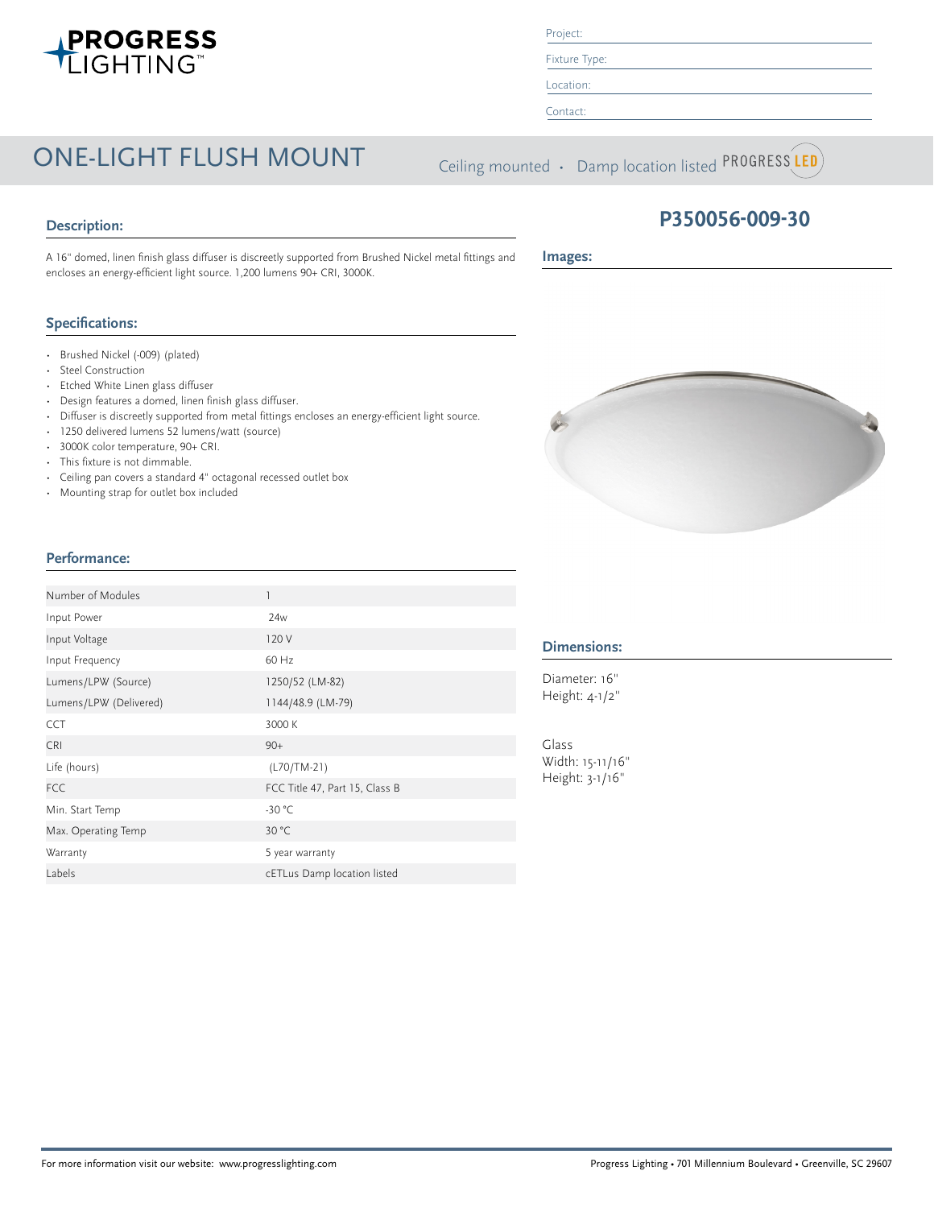PROGRESS LIGHTING

Project:

Fixture Type:

Location:

Contact:

# ONE-LIGHT FLUSH MOUNT

Ceiling mounted • Damp location listed PROGRESS LED

## P350056-009-30

### Description:

A 16" domed, linen finish glass diffuser is discreetly supported from Brushed Nickel metal fittings and encloses an energy-efficient light source. 1,200 lumens 90+ CRI, 3000K.

### Images:

### Specifications:

- Brushed Nickel (-009) (plated)
- Steel Construction
- Etched White Linen glass diffuser
- Design features a domed, linen finish glass diffuser.
- Diffuser is discreetly supported from metal fittings encloses an energy-efficient light source.
- 1250 delivered lumens 52 lumens/watt (source)
- 3000K color temperature, 90+ CRI.
- This fixture is not dimmable.
- Ceiling pan covers a standard 4" octagonal recessed outlet box
- Mounting strap for outlet box included

### Performance:

| | |
|---|---|
| Number of Modules | 1 |
| Input Power | 24w |
| Input Voltage | 120 V |
| Input Frequency | 60 Hz |
| Lumens/LPW (Source) | 1250/52 (LM-82) |
| Lumens/LPW (Delivered) | 1144/48.9 (LM-79) |
| CCT | 3000 K |
| CRI | 90+ |
| Life (hours) | (L70/TM-21) |
| FCC | FCC Title 47, Part 15, Class B |
| Min. Start Temp | -30 °C |
| Max. Operating Temp | 30 °C |
| Warranty | 5 year warranty |
| Labels | cETLus Damp location listed |

### Dimensions:

Diameter: 16"
Height: 4-1/2"

Glass
Width: 15-11/16"
Height: 3-1/16"

For more information visit our website: www.progresslighting.com

Progress Lighting • 701 Millennium Boulevard • Greenville, SC 29607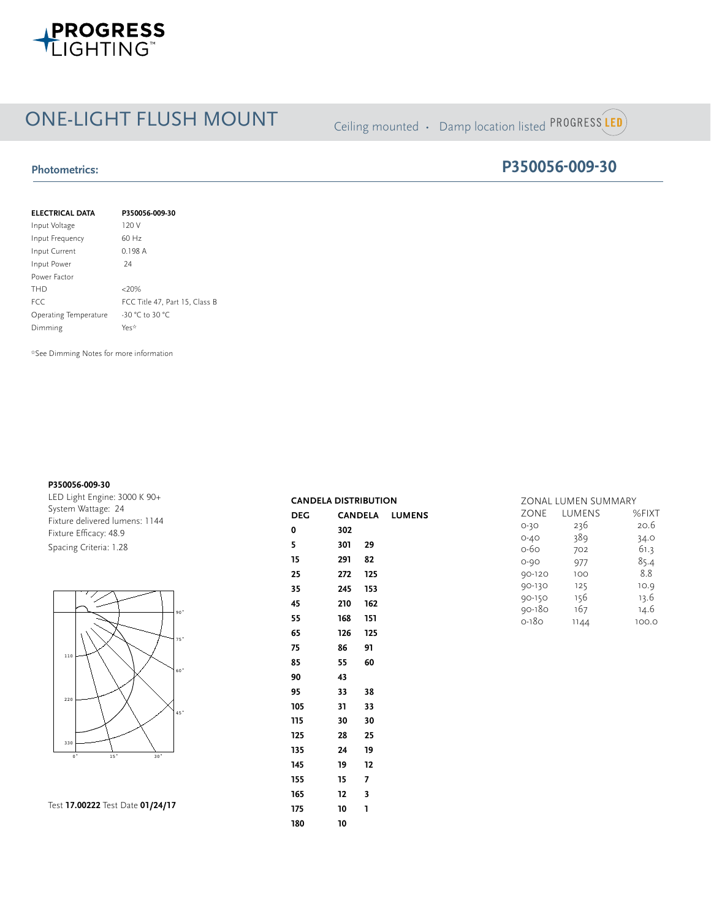# ONE-LIGHT FLUSH MOUNT

Ceiling mounted · Damp location listed PROGRESS LED

## Photometrics:

## P350056-009-30

| ELECTRICAL DATA | P350056-009-30 |
|---|---|
| Input Voltage | 120 V |
| Input Frequency | 60 Hz |
| Input Current | 0.198 A |
| Input Power | 24 |
| Power Factor | |
| THD | <20% |
| FCC | FCC Title 47, Part 15, Class B |
| Operating Temperature | -30 °C to 30 °C |
| Dimming | Yes* |

*See Dimming Notes for more information

**P350056-009-30**

LED Light Engine: 3000 K 90+
System Wattage: 24
Fixture delivered lumens: 1144
Fixture Efficacy: 48.9
Spacing Criteria: 1.28

90°
75°
60°
45°
110
220
330
0°
15°
30°

Test **17.00222** Test Date **01/24/17**

**CANDELA DISTRIBUTION**

| DEG | CANDELA | LUMENS |
|---|---|---|
| 0 | 302 | |
| 5 | 301 | 29 |
| 15 | 291 | 82 |
| 25 | 272 | 125 |
| 35 | 245 | 153 |
| 45 | 210 | 162 |
| 55 | 168 | 151 |
| 65 | 126 | 125 |
| 75 | 86 | 91 |
| 85 | 55 | 60 |
| 90 | 43 | |
| 95 | 33 | 38 |
| 105 | 31 | 33 |
| 115 | 30 | 30 |
| 125 | 28 | 25 |
| 135 | 24 | 19 |
| 145 | 19 | 12 |
| 155 | 15 | 7 |
| 165 | 12 | 3 |
| 175 | 10 | 1 |
| 180 | 10 | |

ZONAL LUMEN SUMMARY

| ZONE | LUMENS | %FIXT |
|---|---|---|
| 0-30 | 236 | 20.6 |
| 0-40 | 389 | 34.0 |
| 0-60 | 702 | 61.3 |
| 0-90 | 977 | 85.4 |
| 90-120 | 100 | 8.8 |
| 90-130 | 125 | 10.9 |
| 90-150 | 156 | 13.6 |
| 90-180 | 167 | 14.6 |
| 0-180 | 1144 | 100.0 |